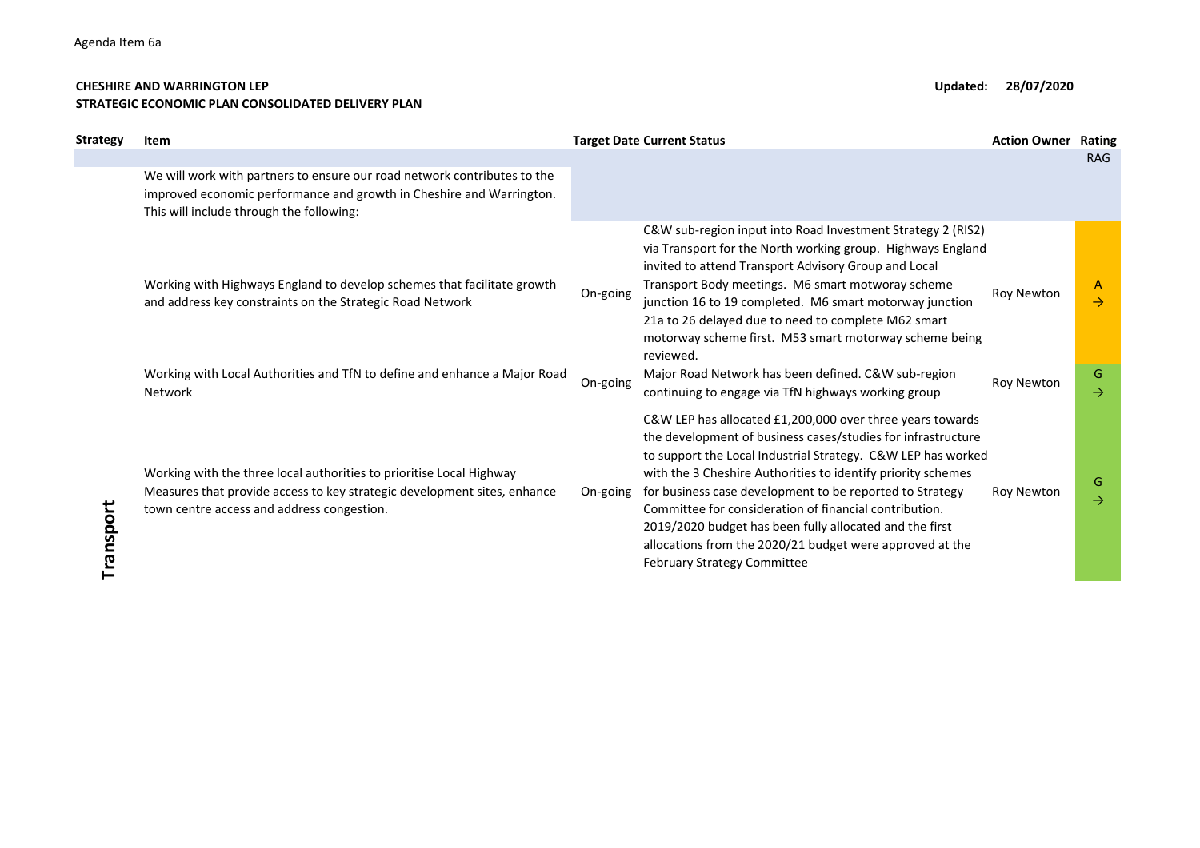Agenda Item 6a

**CHESHIRE AND WARRINGTON LEP**
**STRATEGIC ECONOMIC PLAN CONSOLIDATED DELIVERY PLAN**

**Updated: 28/07/2020**

| Strategy | Item | Target Date | Current Status | Action Owner | Rating RAG |
|---|---|---|---|---|---|
| Transport | We will work with partners to ensure our road network contributes to the improved economic performance and growth in Cheshire and Warrington. This will include through the following: | | | | |
| | Working with Highways England to develop schemes that facilitate growth and address key constraints on the Strategic Road Network | On-going | C&W sub-region input into Road Investment Strategy 2 (RIS2) via Transport for the North working group. Highways England invited to attend Transport Advisory Group and Local Transport Body meetings. M6 smart motoray scheme junction 16 to 19 completed. M6 smart motorway junction 21a to 26 delayed due to need to complete M62 smart motorway scheme first. M53 smart motorway scheme being reviewed. | Roy Newton | A → |
| | Working with Local Authorities and TfN to define and enhance a Major Road Network | On-going | Major Road Network has been defined. C&W sub-region continuing to engage via TfN highways working group | Roy Newton | G → |
| | Working with the three local authorities to prioritise Local Highway Measures that provide access to key strategic development sites, enhance town centre access and address congestion. | On-going | C&W LEP has allocated £1,200,000 over three years towards the development of business cases/studies for infrastructure to support the Local Industrial Strategy. C&W LEP has worked with the 3 Cheshire Authorities to identify priority schemes for business case development to be reported to Strategy Committee for consideration of financial contribution. 2019/2020 budget has been fully allocated and the first allocations from the 2020/21 budget were approved at the February Strategy Committee | Roy Newton | G → |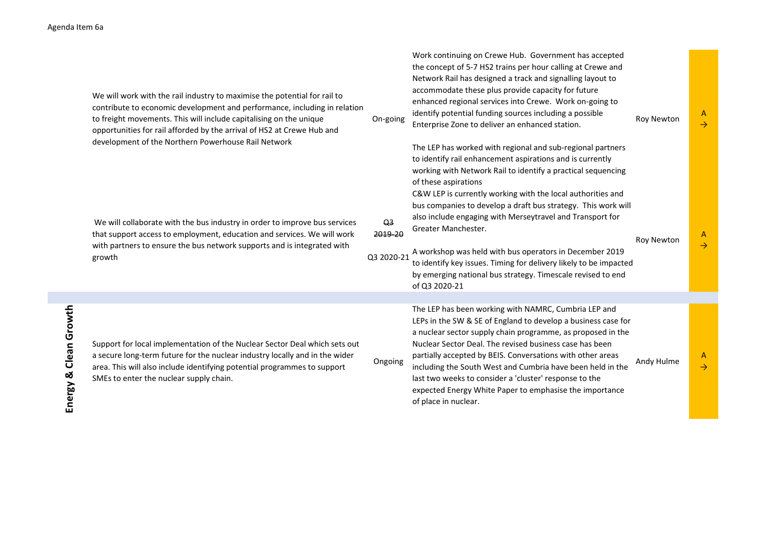Agenda Item 6a

| Theme | Action | Timescale | Progress | Lead | RAG |
|---|---|---|---|---|---|
| | We will work with the rail industry to maximise the potential for rail to contribute to economic development and performance, including in relation to freight movements. This will include capitalising on the unique opportunities for rail afforded by the arrival of HS2 at Crewe Hub and development of the Northern Powerhouse Rail Network | On-going | Work continuing on Crewe Hub. Government has accepted the concept of 5-7 HS2 trains per hour calling at Crewe and Network Rail has designed a track and signalling layout to accommodate these plus provide capacity for future enhanced regional services into Crewe. Work on-going to identify potential funding sources including a possible Enterprise Zone to deliver an enhanced station.<br><br>The LEP has worked with regional and sub-regional partners to identify rail enhancement aspirations and is currently working with Network Rail to identify a practical sequencing of these aspirations | Roy Newton | A → |
| | We will collaborate with the bus industry in order to improve bus services that support access to employment, education and services. We will work with partners to ensure the bus network supports and is integrated with growth | ~~Q3 2019-20~~<br><br>Q3 2020-21 | C&W LEP is currently working with the local authorities and bus companies to develop a draft bus strategy. This work will also include engaging with Merseytravel and Transport for Greater Manchester.<br><br>A workshop was held with bus operators in December 2019 to identify key issues. Timing for delivery likely to be impacted by emerging national bus strategy. Timescale revised to end of Q3 2020-21 | Roy Newton | A → |
| Energy & Clean Growth | Support for local implementation of the Nuclear Sector Deal which sets out a secure long-term future for the nuclear industry locally and in the wider area. This will also include identifying potential programmes to support SMEs to enter the nuclear supply chain. | Ongoing | The LEP has been working with NAMRC, Cumbria LEP and LEPs in the SW & SE of England to develop a business case for a nuclear sector supply chain programme, as proposed in the Nuclear Sector Deal. The revised business case has been partially accepted by BEIS. Conversations with other areas including the South West and Cumbria have been held in the last two weeks to consider a 'cluster' response to the expected Energy White Paper to emphasise the importance of place in nuclear. | Andy Hulme | A → |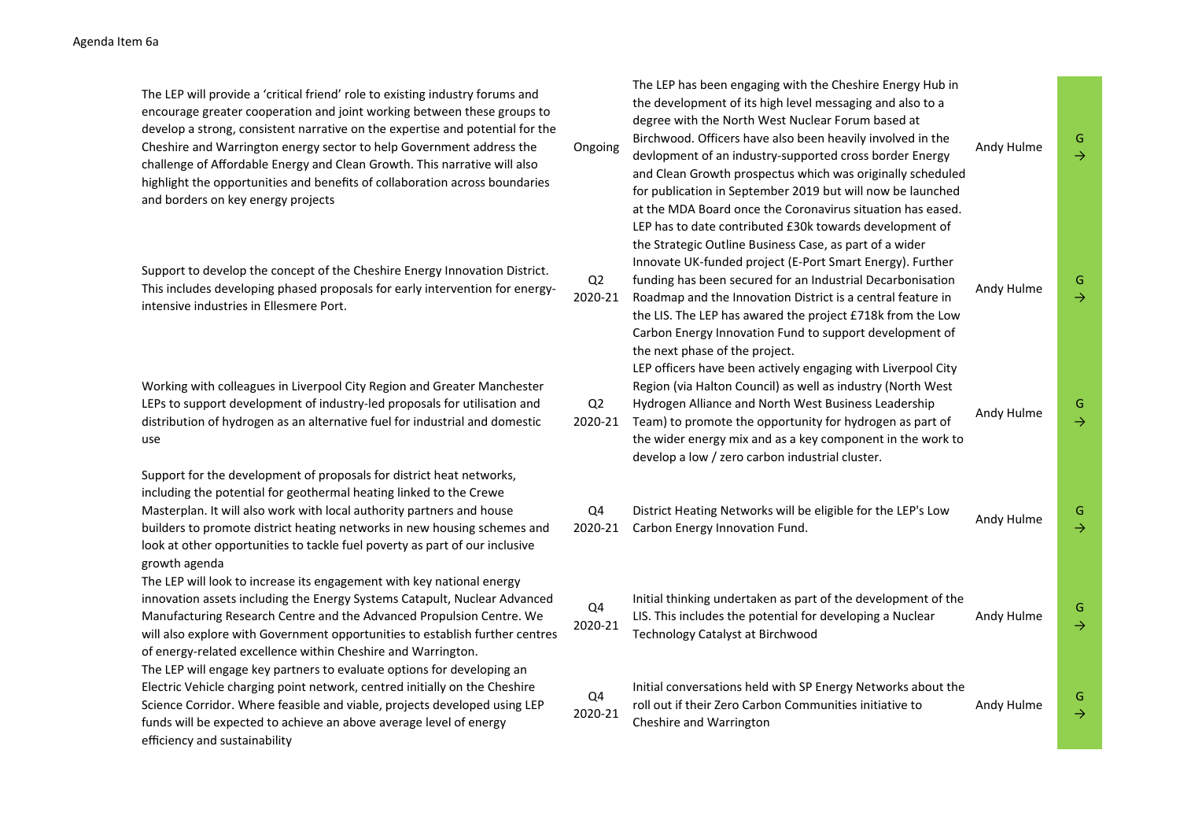Agenda Item 6a

| | | | | |
|---|---|---|---|---|
| The LEP will provide a 'critical friend' role to existing industry forums and encourage greater cooperation and joint working between these groups to develop a strong, consistent narrative on the expertise and potential for the Cheshire and Warrington energy sector to help Government address the challenge of Affordable Energy and Clean Growth. This narrative will also highlight the opportunities and benefits of collaboration across boundaries and borders on key energy projects | Ongoing | The LEP has been engaging with the Cheshire Energy Hub in the development of its high level messaging and also to a degree with the North West Nuclear Forum based at Birchwood. Officers have also been heavily involved in the devlopment of an industry-supported cross border Energy and Clean Growth prospectus which was originally scheduled for publication in September 2019 but will now be launched at the MDA Board once the Coronavirus situation has eased. | Andy Hulme | G → |
| Support to develop the concept of the Cheshire Energy Innovation District. This includes developing phased proposals for early intervention for energy-intensive industries in Ellesmere Port. | Q2 2020-21 | LEP has to date contributed £30k towards development of the Strategic Outline Business Case, as part of a wider Innovate UK-funded project (E-Port Smart Energy). Further funding has been secured for an Industrial Decarbonisation Roadmap and the Innovation District is a central feature in the LIS. The LEP has awared the project £718k from the Low Carbon Energy Innovation Fund to support development of the next phase of the project. | Andy Hulme | G → |
| Working with colleagues in Liverpool City Region and Greater Manchester LEPs to support development of industry-led proposals for utilisation and distribution of hydrogen as an alternative fuel for industrial and domestic use | Q2 2020-21 | LEP officers have been actively engaging with Liverpool City Region (via Halton Council) as well as industry (North West Hydrogen Alliance and North West Business Leadership Team) to promote the opportunity for hydrogen as part of the wider energy mix and as a key component in the work to develop a low / zero carbon industrial cluster. | Andy Hulme | G → |
| Support for the development of proposals for district heat networks, including the potential for geothermal heating linked to the Crewe Masterplan. It will also work with local authority partners and house builders to promote district heating networks in new housing schemes and look at other opportunities to tackle fuel poverty as part of our inclusive growth agenda | Q4 2020-21 | District Heating Networks will be eligible for the LEP's Low Carbon Energy Innovation Fund. | Andy Hulme | G → |
| The LEP will look to increase its engagement with key national energy innovation assets including the Energy Systems Catapult, Nuclear Advanced Manufacturing Research Centre and the Advanced Propulsion Centre. We will also explore with Government opportunities to establish further centres of energy-related excellence within Cheshire and Warrington. | Q4 2020-21 | Initial thinking undertaken as part of the development of the LIS. This includes the potential for developing a Nuclear Technology Catalyst at Birchwood | Andy Hulme | G → |
| The LEP will engage key partners to evaluate options for developing an Electric Vehicle charging point network, centred initially on the Cheshire Science Corridor. Where feasible and viable, projects developed using LEP funds will be expected to achieve an above average level of energy efficiency and sustainability | Q4 2020-21 | Initial conversations held with SP Energy Networks about the roll out if their Zero Carbon Communities initiative to Cheshire and Warrington | Andy Hulme | G → |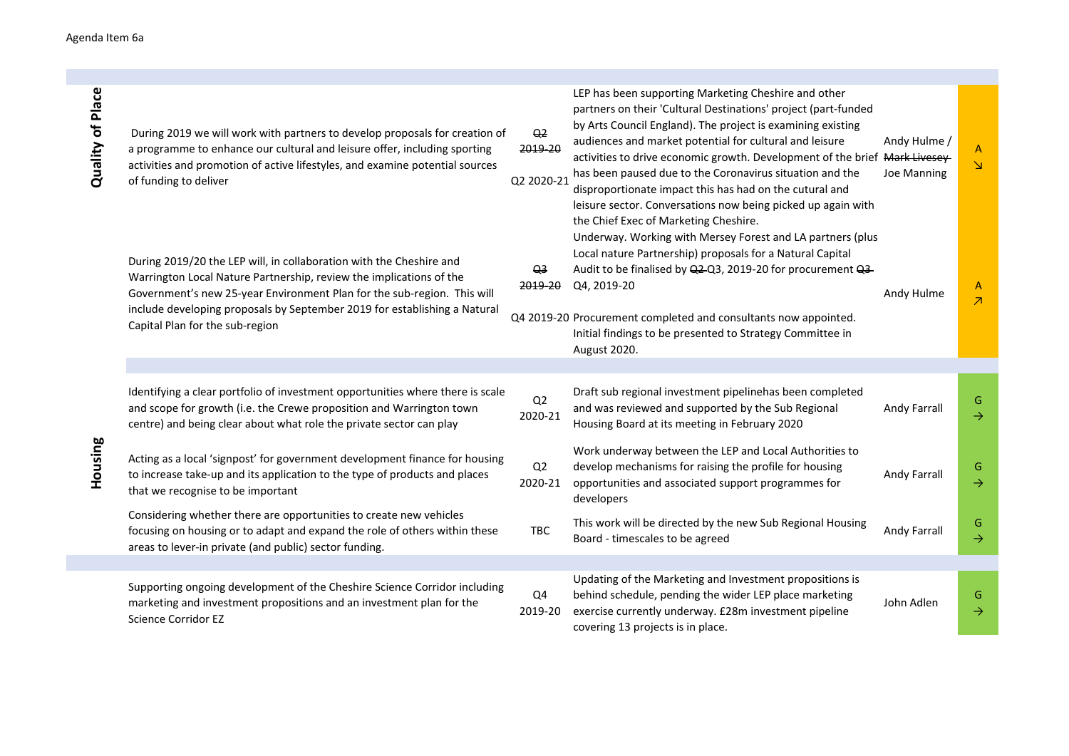Agenda Item 6a

| | Action | Timescale | Update | Lead | RAG |
|---|---|---|---|---|---|
| **Quality of Place** | During 2019 we will work with partners to develop proposals for creation of a programme to enhance our cultural and leisure offer, including sporting activities and promotion of active lifestyles, and examine potential sources of funding to deliver | ~~Q2 2019-20~~ Q2 2020-21 | LEP has been supporting Marketing Cheshire and other partners on their 'Cultural Destinations' project (part-funded by Arts Council England). The project is examining existing audiences and market potential for cultural and leisure activities to drive economic growth. Development of the brief has been paused due to the Coronavirus situation and the disproportionate impact this has had on the cutural and leisure sector. Conversations now being picked up again with the Chief Exec of Marketing Cheshire. | Andy Hulme / ~~Mark Livesey~~ Joe Manning | A ↘ |
| | During 2019/20 the LEP will, in collaboration with the Cheshire and Warrington Local Nature Partnership, review the implications of the Government's new 25-year Environment Plan for the sub-region. This will include developing proposals by September 2019 for establishing a Natural Capital Plan for the sub-region | ~~Q3 2019-20~~ Q4 2019-20 | Underway. Working with Mersey Forest and LA partners (plus Local nature Partnership) proposals for a Natural Capital Audit to be finalised by ~~Q2~~ Q3, 2019-20 for procurement ~~Q3~~ Q4, 2019-20 Procurement completed and consultants now appointed. Initial findings to be presented to Strategy Committee in August 2020. | Andy Hulme | A ↗ |
| **Housing** | Identifying a clear portfolio of investment opportunities where there is scale and scope for growth (i.e. the Crewe proposition and Warrington town centre) and being clear about what role the private sector can play | Q2 2020-21 | Draft sub regional investment pipelinehas been completed and was reviewed and supported by the Sub Regional Housing Board at its meeting in February 2020 | Andy Farrall | G → |
| | Acting as a local 'signpost' for government development finance for housing to increase take-up and its application to the type of products and places that we recognise to be important | Q2 2020-21 | Work underway between the LEP and Local Authorities to develop mechanisms for raising the profile for housing opportunities and associated support programmes for developers | Andy Farrall | G → |
| | Considering whether there are opportunities to create new vehicles focusing on housing or to adapt and expand the role of others within these areas to lever-in private (and public) sector funding. | TBC | This work will be directed by the new Sub Regional Housing Board - timescales to be agreed | Andy Farrall | G → |
| | Supporting ongoing development of the Cheshire Science Corridor including marketing and investment propositions and an investment plan for the Science Corridor EZ | Q4 2019-20 | Updating of the Marketing and Investment propositions is behind schedule, pending the wider LEP place marketing exercise currently underway. £28m investment pipeline covering 13 projects is in place. | John Adlen | G → |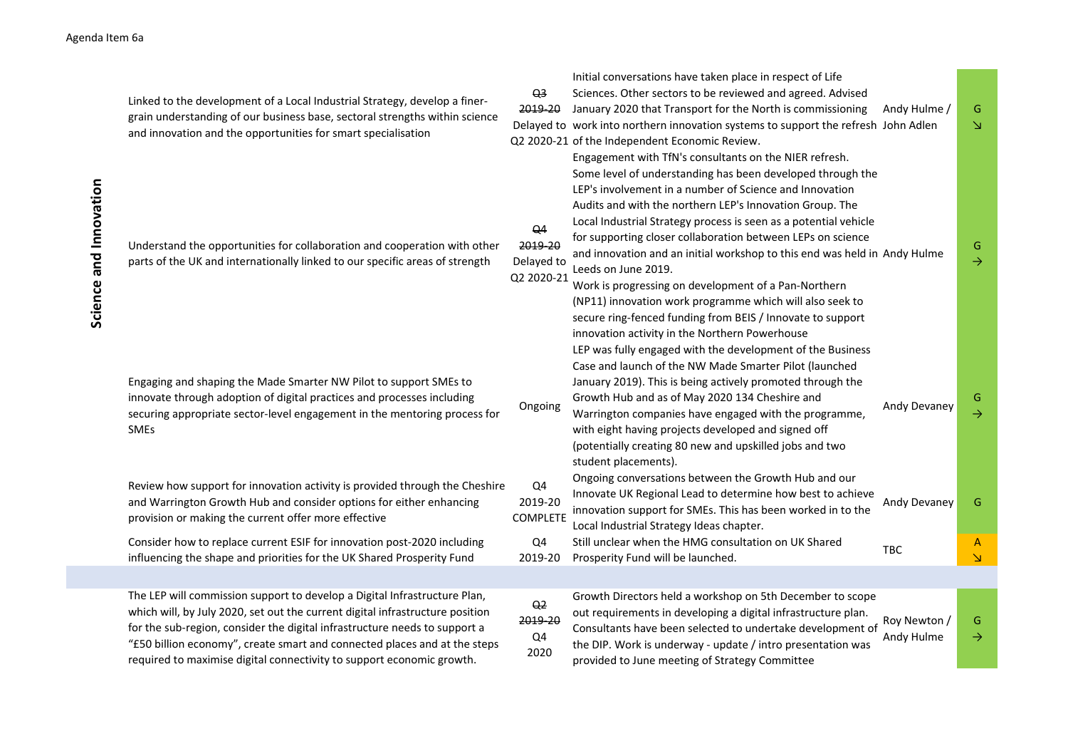Agenda Item 6a

| Theme | Action | Timescale | Progress | Lead | RAG |
|---|---|---|---|---|---|
| Science and Innovation | Linked to the development of a Local Industrial Strategy, develop a finer-grain understanding of our business base, sectoral strengths within science and innovation and the opportunities for smart specialisation | ~~Q3 2019-20~~ Delayed to Q2 2020-21 | Initial conversations have taken place in respect of Life Sciences. Other sectors to be reviewed and agreed. Advised January 2020 that Transport for the North is commissioning work into northern innovation systems to support the refresh of the Independent Economic Review. Engagement with TfN's consultants on the NIER refresh. | Andy Hulme / John Adlen | G ↘ |
| | Understand the opportunities for collaboration and cooperation with other parts of the UK and internationally linked to our specific areas of strength | ~~Q4 2019-20~~ Delayed to Q2 2020-21 | Some level of understanding has been developed through the LEP's involvement in a number of Science and Innovation Audits and with the northern LEP's Innovation Group. The Local Industrial Strategy process is seen as a potential vehicle for supporting closer collaboration between LEPs on science and innovation and an initial workshop to this end was held in Leeds on June 2019. Work is progressing on development of a Pan-Northern (NP11) innovation work programme which will also seek to secure ring-fenced funding from BEIS / Innovate to support innovation activity in the Northern Powerhouse | Andy Hulme | G → |
| | Engaging and shaping the Made Smarter NW Pilot to support SMEs to innovate through adoption of digital practices and processes including securing appropriate sector-level engagement in the mentoring process for SMEs | Ongoing | LEP was fully engaged with the development of the Business Case and launch of the NW Made Smarter Pilot (launched January 2019). This is being actively promoted through the Growth Hub and as of May 2020 134 Cheshire and Warrington companies have engaged with the programme, with eight having projects developed and signed off (potentially creating 80 new and upskilled jobs and two student placements). | Andy Devaney | G → |
| | Review how support for innovation activity is provided through the Cheshire and Warrington Growth Hub and consider options for either enhancing provision or making the current offer more effective | Q4 2019-20 COMPLETE | Ongoing conversations between the Growth Hub and our Innovate UK Regional Lead to determine how best to achieve innovation support for SMEs. This has been worked in to the Local Industrial Strategy Ideas chapter. | Andy Devaney | G |
| | Consider how to replace current ESIF for innovation post-2020 including influencing the shape and priorities for the UK Shared Prosperity Fund | Q4 2019-20 | Still unclear when the HMG consultation on UK Shared Prosperity Fund will be launched. | TBC | A ↘ |
| | | | | | |
| | The LEP will commission support to develop a Digital Infrastructure Plan, which will, by July 2020, set out the current digital infrastructure position for the sub-region, consider the digital infrastructure needs to support a "£50 billion economy", create smart and connected places and at the steps required to maximise digital connectivity to support economic growth. | ~~Q2 2019-20~~ Q4 2020 | Growth Directors held a workshop on 5th December to scope out requirements in developing a digital infrastructure plan. Consultants have been selected to undertake development of the DIP. Work is underway - update / intro presentation was provided to June meeting of Strategy Committee | Roy Newton / Andy Hulme | G → |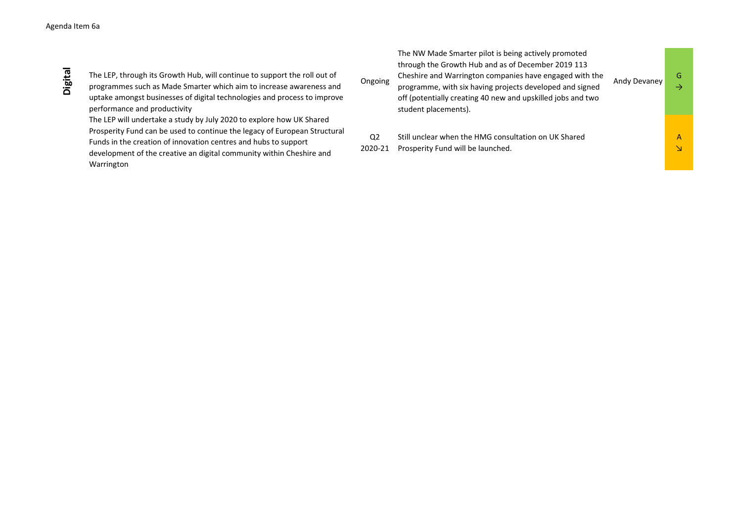| | | | | | |
|---|---|---|---|---|---|
| **Digital** | The LEP, through its Growth Hub, will continue to support the roll out of programmes such as Made Smarter which aim to increase awareness and uptake amongst businesses of digital technologies and process to improve performance and productivity | Ongoing | The NW Made Smarter pilot is being actively promoted through the Growth Hub and as of December 2019 113 Cheshire and Warrington companies have engaged with the programme, with six having projects developed and signed off (potentially creating 40 new and upskilled jobs and two student placements). | Andy Devaney | G → |
| | The LEP will undertake a study by July 2020 to explore how UK Shared Prosperity Fund can be used to continue the legacy of European Structural Funds in the creation of innovation centres and hubs to support development of the creative an digital community within Cheshire and Warrington | Q2 2020-21 | Still unclear when the HMG consultation on UK Shared Prosperity Fund will be launched. | | A ↘ |